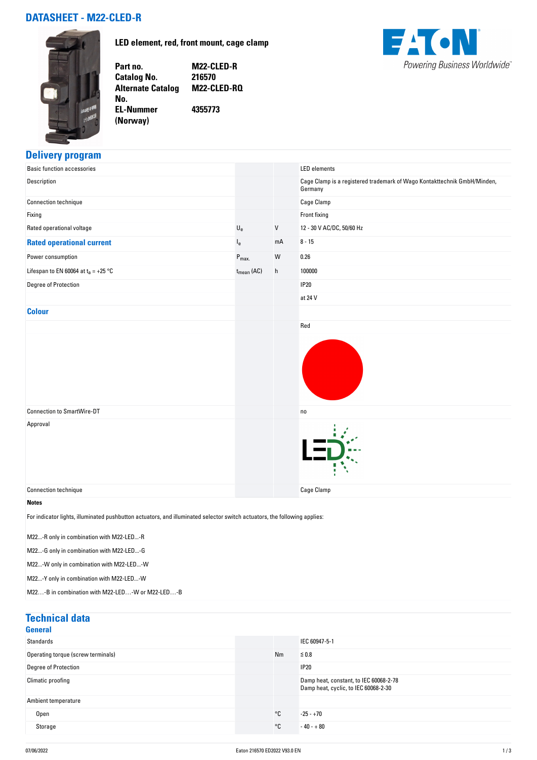# DATASHEET - M22-CLED-R

**LED element, red, front mount, cage clamp**

| | |
|---|---|
| **Part no.** | **M22-CLED-R** |
| **Catalog No.** | **216570** |
| **Alternate Catalog No.** | **M22-CLED-RQ** |
| **EL-Nummer (Norway)** | **4355773** |

## Delivery program

| | | | |
|---|---|---|---|
| Basic function accessories | | | LED elements |
| Description | | | Cage Clamp is a registered trademark of Wago Kontakttechnik GmbH/Minden, Germany |
| Connection technique | | | Cage Clamp |
| Fixing | | | Front fixing |
| Rated operational voltage | $U_e$ | V | 12 - 30 V AC/DC, 50/60 Hz |
| **Rated operational current** | $I_e$ | mA | 8 - 15 |
| Power consumption | $P_{max.}$ | W | 0.26 |
| Lifespan to EN 60064 at $t_a$ = +25 °C | $t_{mean}$ (AC) | h | 100000 |
| Degree of Protection | | | IP20 |
| | | | at 24 V |
| **Colour** | | | |
| | | | Red |
| Connection to SmartWire-DT | | | no |
| Approval | | | |
| Connection technique | | | Cage Clamp |

**Notes**

For indicator lights, illuminated pushbutton actuators, and illuminated selector switch actuators, the following applies:

M22...-R only in combination with M22-LED...-R

M22...-G only in combination with M22-LED...-G

M22...-W only in combination with M22-LED...-W

M22...-Y only in combination with M22-LED...-W

M22...-B in combination with M22-LED…-W or M22-LED…-B

## Technical data

### General

| | | | |
|---|---|---|---|
| Standards | | | IEC 60947-5-1 |
| Operating torque (screw terminals) | | Nm | ≦ 0.8 |
| Degree of Protection | | | IP20 |
| Climatic proofing | | | Damp heat, constant, to IEC 60068-2-78<br>Damp heat, cyclic, to IEC 60068-2-30 |
| Ambient temperature | | | |
| Open | | °C | -25 - +70 |
| Storage | | °C | - 40 - + 80 |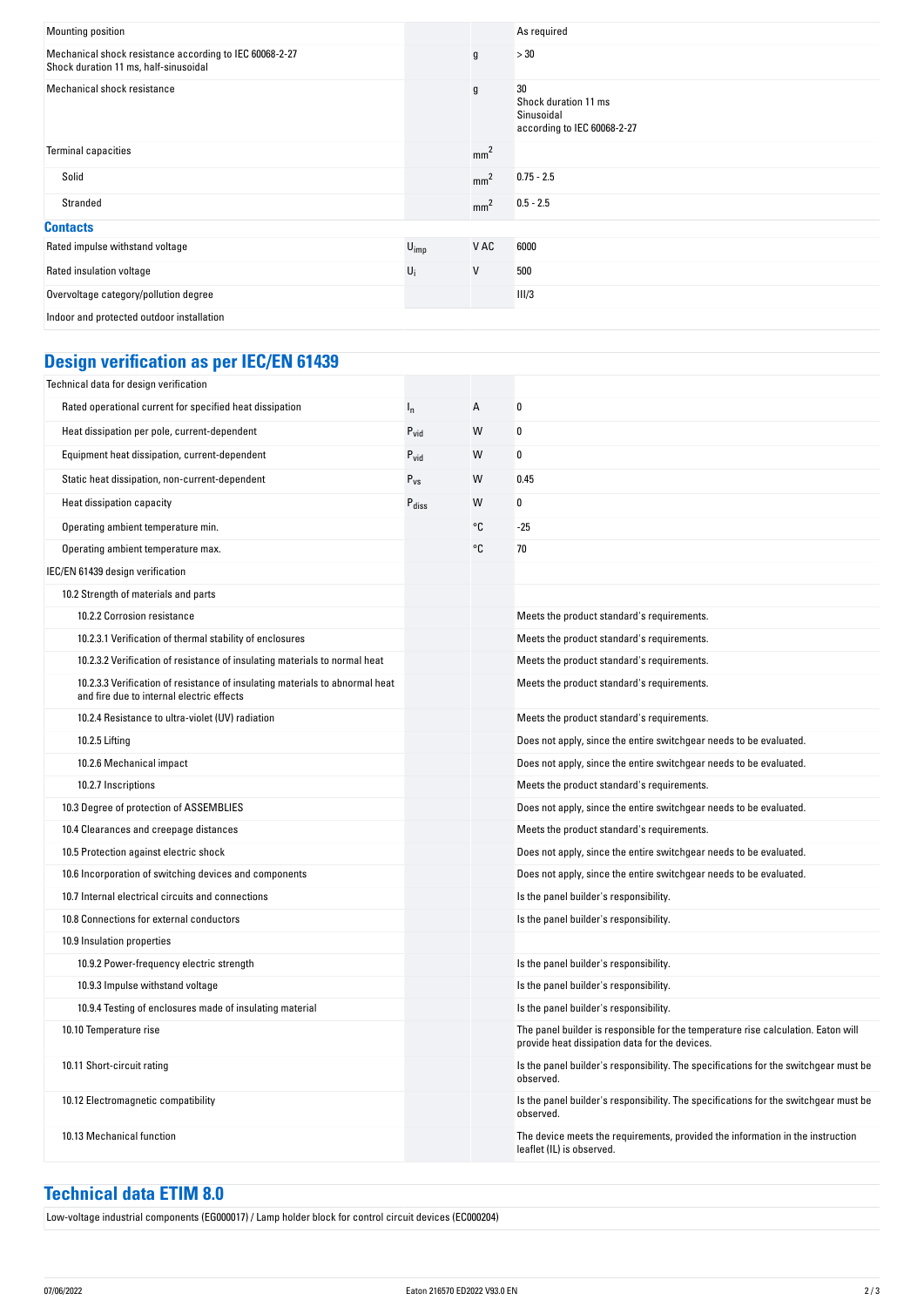| | | | |
|---|---|---|---|
| Mounting position | | | As required |
| Mechanical shock resistance according to IEC 60068-2-27<br>Shock duration 11 ms, half-sinusoidal | | g | > 30 |
| Mechanical shock resistance | | g | 30<br>Shock duration 11 ms<br>Sinusoidal<br>according to IEC 60068-2-27 |
| Terminal capacities | | $mm^2$ | |
| Solid | | $mm^2$ | 0.75 - 2.5 |
| Stranded | | $mm^2$ | 0.5 - 2.5 |

### Contacts

| | | | |
|---|---|---|---|
| Rated impulse withstand voltage | $U_{imp}$ | V AC | 6000 |
| Rated insulation voltage | $U_i$ | V | 500 |
| Overvoltage category/pollution degree | | | III/3 |
| Indoor and protected outdoor installation | | | |

## Design verification as per IEC/EN 61439

| | | | |
|---|---|---|---|
| Technical data for design verification | | | |
| Rated operational current for specified heat dissipation | $I_n$ | A | 0 |
| Heat dissipation per pole, current-dependent | $P_{vid}$ | W | 0 |
| Equipment heat dissipation, current-dependent | $P_{vid}$ | W | 0 |
| Static heat dissipation, non-current-dependent | $P_{vs}$ | W | 0.45 |
| Heat dissipation capacity | $P_{diss}$ | W | 0 |
| Operating ambient temperature min. | | °C | -25 |
| Operating ambient temperature max. | | °C | 70 |
| IEC/EN 61439 design verification | | | |
| 10.2 Strength of materials and parts | | | |
| 10.2.2 Corrosion resistance | | | Meets the product standard's requirements. |
| 10.2.3.1 Verification of thermal stability of enclosures | | | Meets the product standard's requirements. |
| 10.2.3.2 Verification of resistance of insulating materials to normal heat | | | Meets the product standard's requirements. |
| 10.2.3.3 Verification of resistance of insulating materials to abnormal heat and fire due to internal electric effects | | | Meets the product standard's requirements. |
| 10.2.4 Resistance to ultra-violet (UV) radiation | | | Meets the product standard's requirements. |
| 10.2.5 Lifting | | | Does not apply, since the entire switchgear needs to be evaluated. |
| 10.2.6 Mechanical impact | | | Does not apply, since the entire switchgear needs to be evaluated. |
| 10.2.7 Inscriptions | | | Meets the product standard's requirements. |
| 10.3 Degree of protection of ASSEMBLIES | | | Does not apply, since the entire switchgear needs to be evaluated. |
| 10.4 Clearances and creepage distances | | | Meets the product standard's requirements. |
| 10.5 Protection against electric shock | | | Does not apply, since the entire switchgear needs to be evaluated. |
| 10.6 Incorporation of switching devices and components | | | Does not apply, since the entire switchgear needs to be evaluated. |
| 10.7 Internal electrical circuits and connections | | | Is the panel builder's responsibility. |
| 10.8 Connections for external conductors | | | Is the panel builder's responsibility. |
| 10.9 Insulation properties | | | |
| 10.9.2 Power-frequency electric strength | | | Is the panel builder's responsibility. |
| 10.9.3 Impulse withstand voltage | | | Is the panel builder's responsibility. |
| 10.9.4 Testing of enclosures made of insulating material | | | Is the panel builder's responsibility. |
| 10.10 Temperature rise | | | The panel builder is responsible for the temperature rise calculation. Eaton will provide heat dissipation data for the devices. |
| 10.11 Short-circuit rating | | | Is the panel builder's responsibility. The specifications for the switchgear must be observed. |
| 10.12 Electromagnetic compatibility | | | Is the panel builder's responsibility. The specifications for the switchgear must be observed. |
| 10.13 Mechanical function | | | The device meets the requirements, provided the information in the instruction leaflet (IL) is observed. |

## Technical data ETIM 8.0

Low-voltage industrial components (EG000017) / Lamp holder block for control circuit devices (EC000204)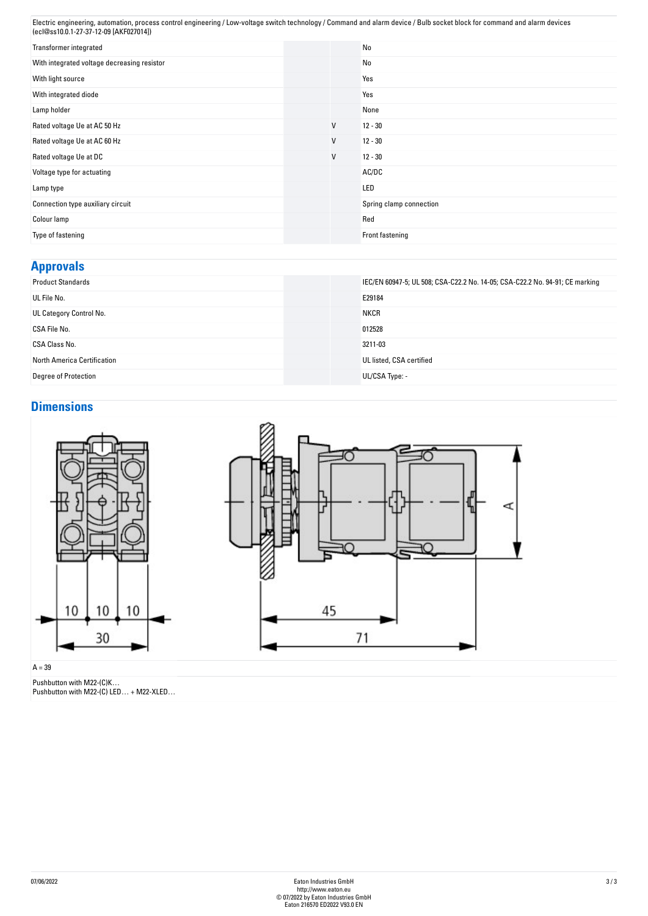Electric engineering, automation, process control engineering / Low-voltage switch technology / Command and alarm device / Bulb socket block for command and alarm devices (ecl@ss10.0.1-27-37-12-09 [AKF027014])

| | | |
|---|---|---|
| Transformer integrated | | No |
| With integrated voltage decreasing resistor | | No |
| With light source | | Yes |
| With integrated diode | | Yes |
| Lamp holder | | None |
| Rated voltage Ue at AC 50 Hz | V | 12 - 30 |
| Rated voltage Ue at AC 60 Hz | V | 12 - 30 |
| Rated voltage Ue at DC | V | 12 - 30 |
| Voltage type for actuating | | AC/DC |
| Lamp type | | LED |
| Connection type auxiliary circuit | | Spring clamp connection |
| Colour lamp | | Red |
| Type of fastening | | Front fastening |

## Approvals

| | | |
|---|---|---|
| Product Standards | | IEC/EN 60947-5; UL 508; CSA-C22.2 No. 14-05; CSA-C22.2 No. 94-91; CE marking |
| UL File No. | | E29184 |
| UL Category Control No. | | NKCR |
| CSA File No. | | 012528 |
| CSA Class No. | | 3211-03 |
| North America Certification | | UL listed, CSA certified |
| Degree of Protection | | UL/CSA Type: - |

## Dimensions

10
10
10
30
45
71
A

A = 39

Pushbutton with M22-(C)K…
Pushbutton with M22-(C) LED… + M22-XLED…